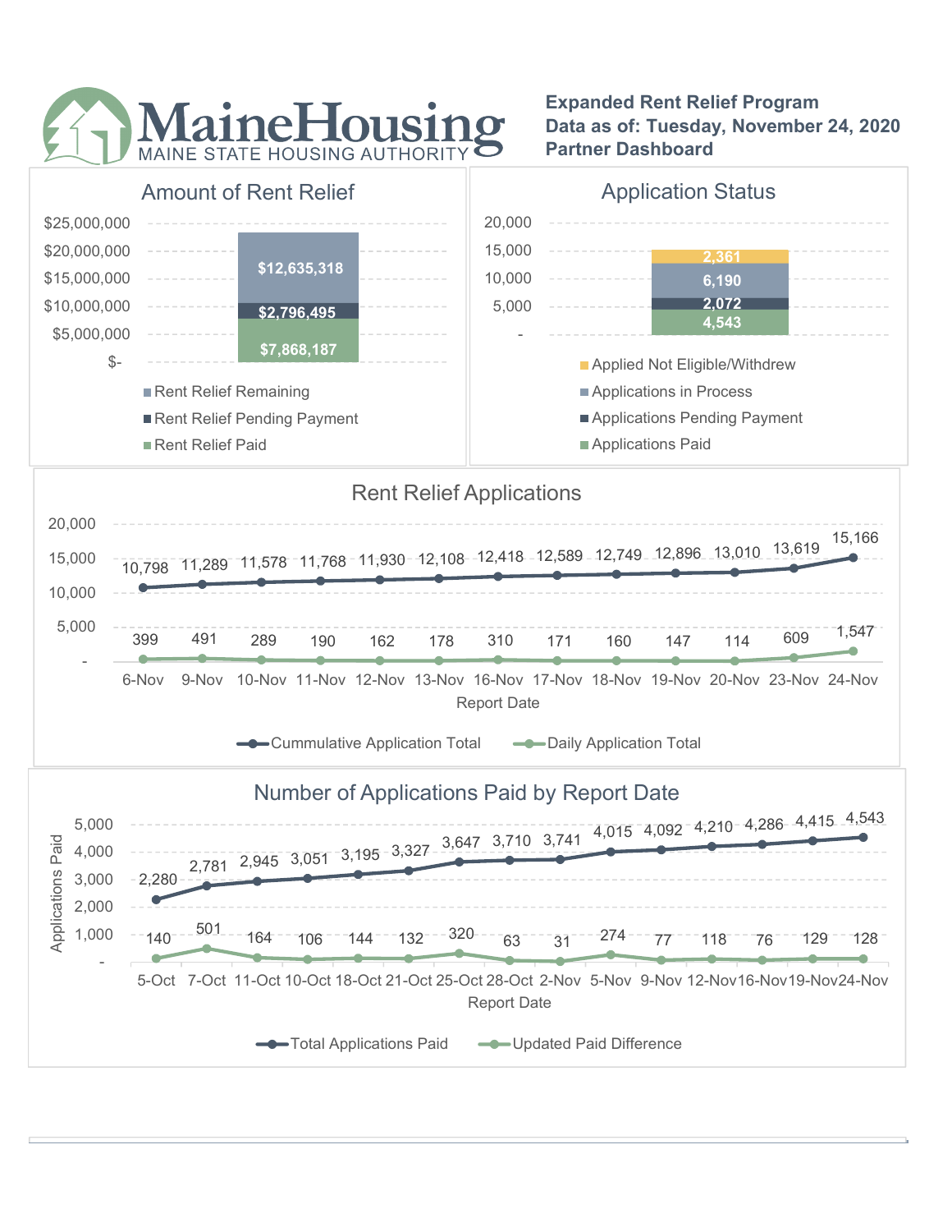# MaineHousing

MAINE STATE HOUSING AUTHORITY

**Expanded Rent Relief Program**
**Data as of: Tuesday, November 24, 2020**
**Partner Dashboard**

## Amount of Rent Relief

| Category | Amount |
|---|---|
| Rent Relief Remaining | $12,635,318 |
| Rent Relief Pending Payment | $2,796,495 |
| Rent Relief Paid | $7,868,187 |

## Application Status

| Category | Count |
|---|---|
| Applied Not Eligible/Withdrew | 2,361 |
| Applications in Process | 6,190 |
| Applications Pending Payment | 2,072 |
| Applications Paid | 4,543 |

## Rent Relief Applications

| Report Date | Cummulative Application Total | Daily Application Total |
|---|---|---|
| 6-Nov | 10,798 | 399 |
| 9-Nov | 11,289 | 491 |
| 10-Nov | 11,578 | 289 |
| 11-Nov | 11,768 | 190 |
| 12-Nov | 11,930 | 162 |
| 13-Nov | 12,108 | 178 |
| 16-Nov | 12,418 | 310 |
| 17-Nov | 12,589 | 171 |
| 18-Nov | 12,749 | 160 |
| 19-Nov | 12,896 | 147 |
| 20-Nov | 13,010 | 114 |
| 23-Nov | 13,619 | 609 |
| 24-Nov | 15,166 | 1,547 |

## Number of Applications Paid by Report Date

| Report Date | Total Applications Paid | Updated Paid Difference |
|---|---|---|
| 5-Oct | 2,280 | 140 |
| 7-Oct | 2,781 | 501 |
| 11-Oct | 2,945 | 164 |
| 10-Oct | 3,051 | 106 |
| 18-Oct | 3,195 | 144 |
| 21-Oct | 3,327 | 132 |
| 25-Oct | 3,647 | 320 |
| 28-Oct | 3,710 | 63 |
| 2-Nov | 3,741 | 31 |
| 5-Nov | 4,015 | 274 |
| 9-Nov | 4,092 | 77 |
| 12-Nov | 4,210 | 118 |
| 16-Nov | 4,286 | 76 |
| 19-Nov | 4,415 | 129 |
| 24-Nov | 4,543 | 128 |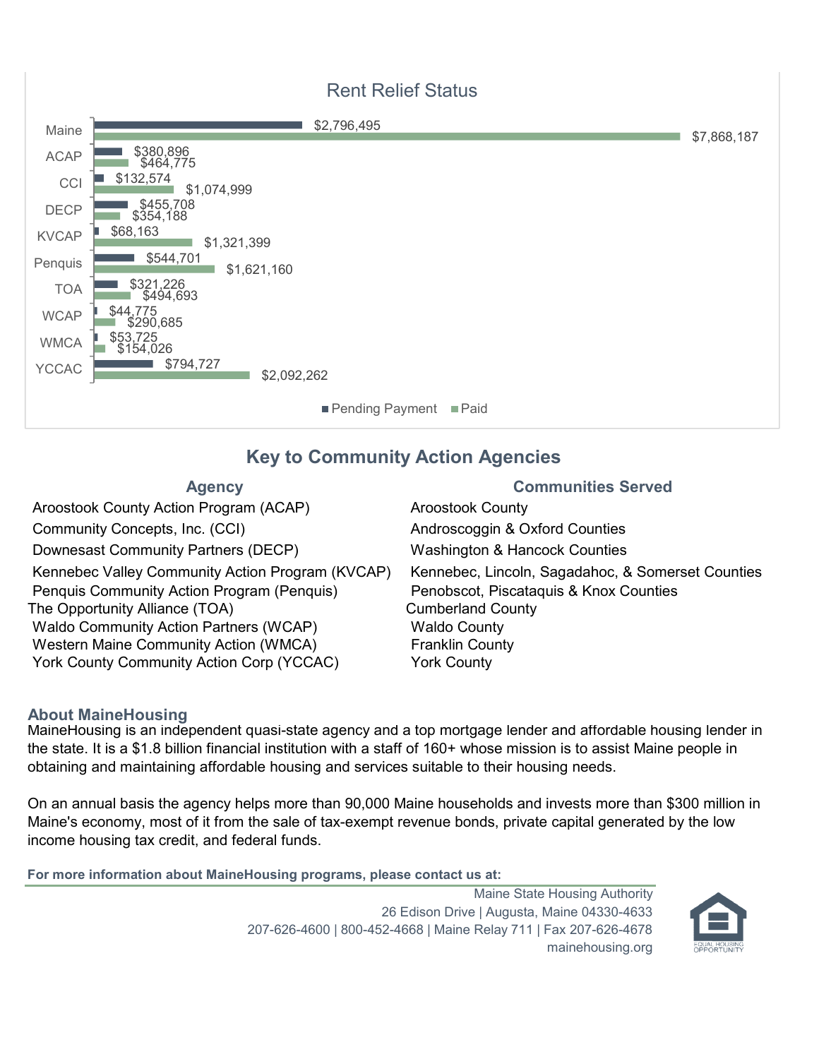## Rent Relief Status

Maine
$2,796,495
$7,868,187

ACAP
$380,896
$464,775

CCI
$132,574
$1,074,999

DECP
$455,708
$354,188

KVCAP
$68,163
$1,321,399

Penquis
$544,701
$1,621,160

TOA
$321,226
$494,693

WCAP
$44,775
$290,685

WMCA
$53,725
$154,026

YCCAC
$794,727
$2,092,262

Pending Payment  Paid

## Key to Community Action Agencies

| Agency | Communities Served |
|---|---|
| Aroostook County Action Program (ACAP) | Aroostook County |
| Community Concepts, Inc. (CCI) | Androscoggin & Oxford Counties |
| Downesast Community Partners (DECP) | Washington & Hancock Counties |
| Kennebec Valley Community Action Program (KVCAP) | Kennebec, Lincoln, Sagadahoc, & Somerset Counties |
| Penquis Community Action Program (Penquis) | Penobscot, Piscataquis & Knox Counties |
| The Opportunity Alliance (TOA) | Cumberland County |
| Waldo Community Action Partners (WCAP) | Waldo County |
| Western Maine Community Action (WMCA) | Franklin County |
| York County Community Action Corp (YCCAC) | York County |

### About MaineHousing

MaineHousing is an independent quasi-state agency and a top mortgage lender and affordable housing lender in the state. It is a $1.8 billion financial institution with a staff of 160+ whose mission is to assist Maine people in obtaining and maintaining affordable housing and services suitable to their housing needs.

On an annual basis the agency helps more than 90,000 Maine households and invests more than $300 million in Maine's economy, most of it from the sale of tax-exempt revenue bonds, private capital generated by the low income housing tax credit, and federal funds.

**For more information about MaineHousing programs, please contact us at:**

Maine State Housing Authority
26 Edison Drive | Augusta, Maine 04330-4633
207-626-4600 | 800-452-4668 | Maine Relay 711 | Fax 207-626-4678
mainehousing.org

EQUAL HOUSING OPPORTUNITY